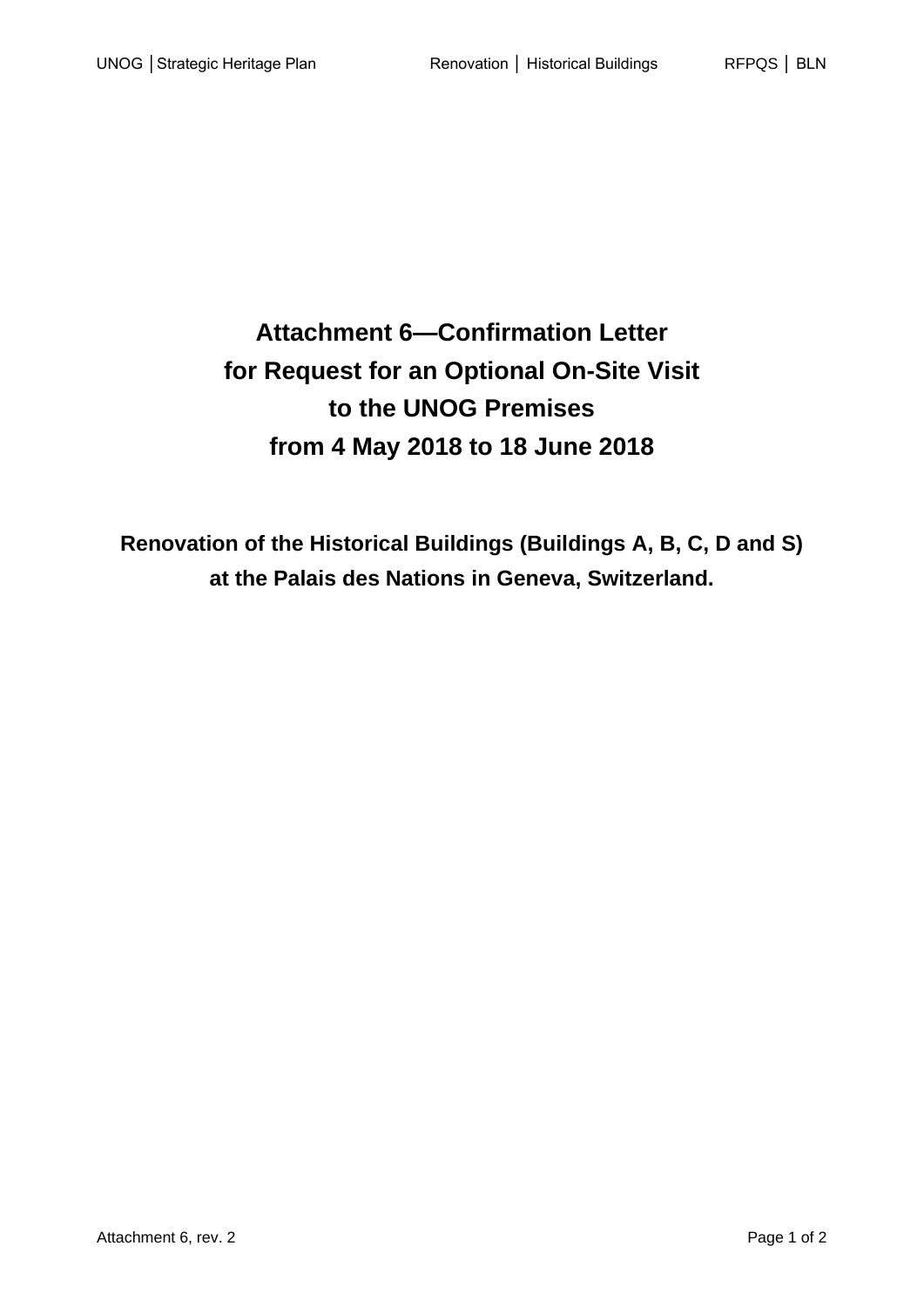# Attachment 6—Confirmation Letter for Request for an Optional On-Site Visit to the UNOG Premises from 4 May 2018 to 18 June 2018

## Renovation of the Historical Buildings (Buildings A, B, C, D and S) at the Palais des Nations in Geneva, Switzerland.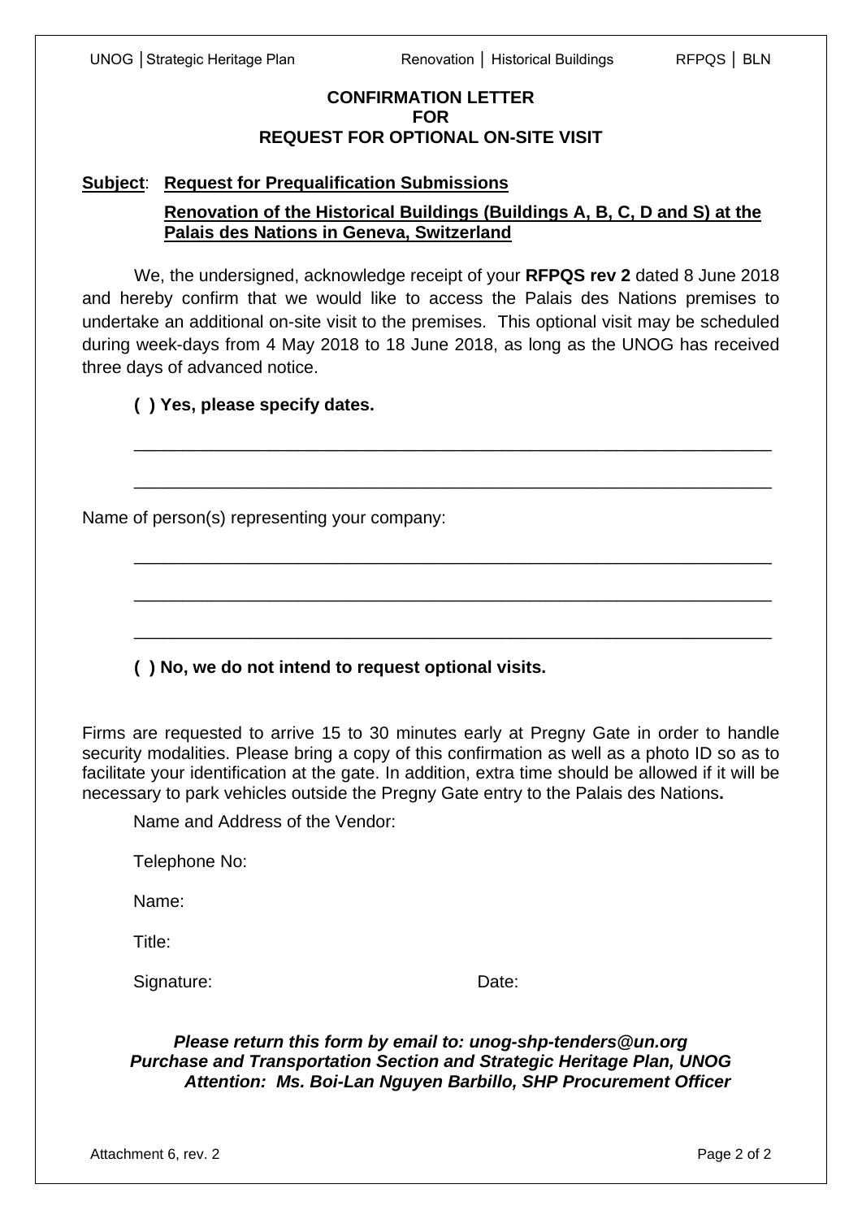**CONFIRMATION LETTER**
**FOR**
**REQUEST FOR OPTIONAL ON-SITE VISIT**

**Subject**: **Request for Prequalification Submissions**

**Renovation of the Historical Buildings (Buildings A, B, C, D and S) at the Palais des Nations in Geneva, Switzerland**

We, the undersigned, acknowledge receipt of your **RFPQS rev 2** dated 8 June 2018 and hereby confirm that we would like to access the Palais des Nations premises to undertake an additional on-site visit to the premises. This optional visit may be scheduled during week-days from 4 May 2018 to 18 June 2018, as long as the UNOG has received three days of advanced notice.

**( ) Yes, please specify dates.**

\_\_\_\_\_\_\_\_\_\_\_\_\_\_\_\_\_\_\_\_\_\_\_\_\_\_\_\_\_\_\_\_\_\_\_\_\_\_\_\_\_\_\_\_\_\_\_\_\_\_\_\_\_\_\_\_\_\_\_\_\_\_\_\_

\_\_\_\_\_\_\_\_\_\_\_\_\_\_\_\_\_\_\_\_\_\_\_\_\_\_\_\_\_\_\_\_\_\_\_\_\_\_\_\_\_\_\_\_\_\_\_\_\_\_\_\_\_\_\_\_\_\_\_\_\_\_\_\_

Name of person(s) representing your company:

\_\_\_\_\_\_\_\_\_\_\_\_\_\_\_\_\_\_\_\_\_\_\_\_\_\_\_\_\_\_\_\_\_\_\_\_\_\_\_\_\_\_\_\_\_\_\_\_\_\_\_\_\_\_\_\_\_\_\_\_\_\_\_\_

\_\_\_\_\_\_\_\_\_\_\_\_\_\_\_\_\_\_\_\_\_\_\_\_\_\_\_\_\_\_\_\_\_\_\_\_\_\_\_\_\_\_\_\_\_\_\_\_\_\_\_\_\_\_\_\_\_\_\_\_\_\_\_\_

\_\_\_\_\_\_\_\_\_\_\_\_\_\_\_\_\_\_\_\_\_\_\_\_\_\_\_\_\_\_\_\_\_\_\_\_\_\_\_\_\_\_\_\_\_\_\_\_\_\_\_\_\_\_\_\_\_\_\_\_\_\_\_\_

**( ) No, we do not intend to request optional visits.**

Firms are requested to arrive 15 to 30 minutes early at Pregny Gate in order to handle security modalities. Please bring a copy of this confirmation as well as a photo ID so as to facilitate your identification at the gate. In addition, extra time should be allowed if it will be necessary to park vehicles outside the Pregny Gate entry to the Palais des Nations**.**

Name and Address of the Vendor:

Telephone No:

Name:

Title:

Signature: Date:

***Please return this form by email to: unog-shp-tenders@un.org***
***Purchase and Transportation Section and Strategic Heritage Plan, UNOG***
***Attention: Ms. Boi-Lan Nguyen Barbillo, SHP Procurement Officer***